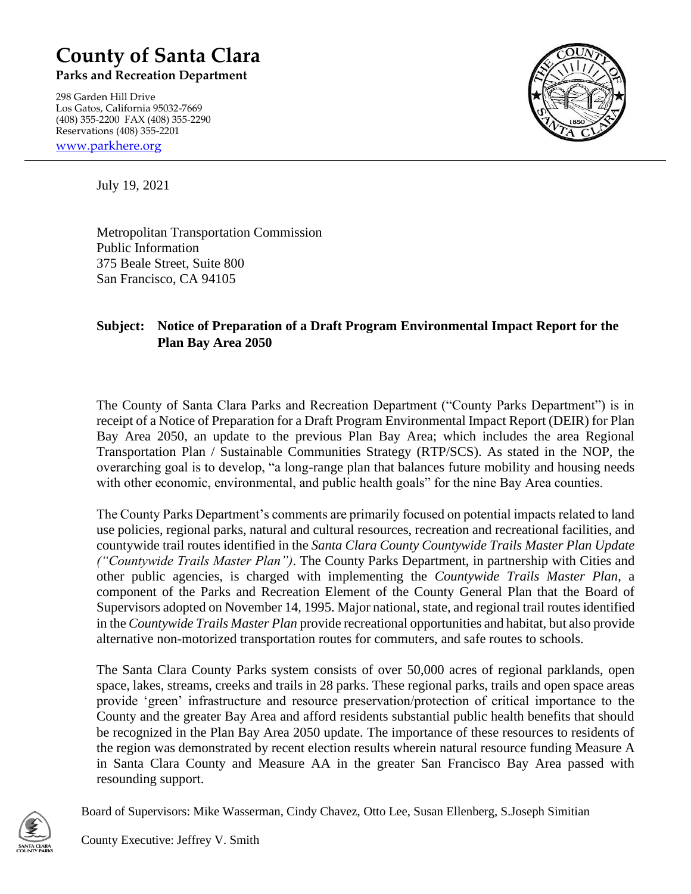# County of Santa Clara

**Parks and Recreation Department**

298 Garden Hill Drive
Los Gatos, California 95032-7669
(408) 355-2200 FAX (408) 355-2290
Reservations (408) 355-2201
www.parkhere.org

July 19, 2021

Metropolitan Transportation Commission
Public Information
375 Beale Street, Suite 800
San Francisco, CA 94105

**Subject: Notice of Preparation of a Draft Program Environmental Impact Report for the Plan Bay Area 2050**

The County of Santa Clara Parks and Recreation Department ("County Parks Department") is in receipt of a Notice of Preparation for a Draft Program Environmental Impact Report (DEIR) for Plan Bay Area 2050, an update to the previous Plan Bay Area; which includes the area Regional Transportation Plan / Sustainable Communities Strategy (RTP/SCS). As stated in the NOP, the overarching goal is to develop, "a long-range plan that balances future mobility and housing needs with other economic, environmental, and public health goals" for the nine Bay Area counties.

The County Parks Department's comments are primarily focused on potential impacts related to land use policies, regional parks, natural and cultural resources, recreation and recreational facilities, and countywide trail routes identified in the *Santa Clara County Countywide Trails Master Plan Update ("Countywide Trails Master Plan")*. The County Parks Department, in partnership with Cities and other public agencies, is charged with implementing the *Countywide Trails Master Plan*, a component of the Parks and Recreation Element of the County General Plan that the Board of Supervisors adopted on November 14, 1995. Major national, state, and regional trail routes identified in the *Countywide Trails Master Plan* provide recreational opportunities and habitat, but also provide alternative non-motorized transportation routes for commuters, and safe routes to schools.

The Santa Clara County Parks system consists of over 50,000 acres of regional parklands, open space, lakes, streams, creeks and trails in 28 parks. These regional parks, trails and open space areas provide 'green' infrastructure and resource preservation/protection of critical importance to the County and the greater Bay Area and afford residents substantial public health benefits that should be recognized in the Plan Bay Area 2050 update. The importance of these resources to residents of the region was demonstrated by recent election results wherein natural resource funding Measure A in Santa Clara County and Measure AA in the greater San Francisco Bay Area passed with resounding support.

Board of Supervisors: Mike Wasserman, Cindy Chavez, Otto Lee, Susan Ellenberg, S.Joseph Simitian

County Executive: Jeffrey V. Smith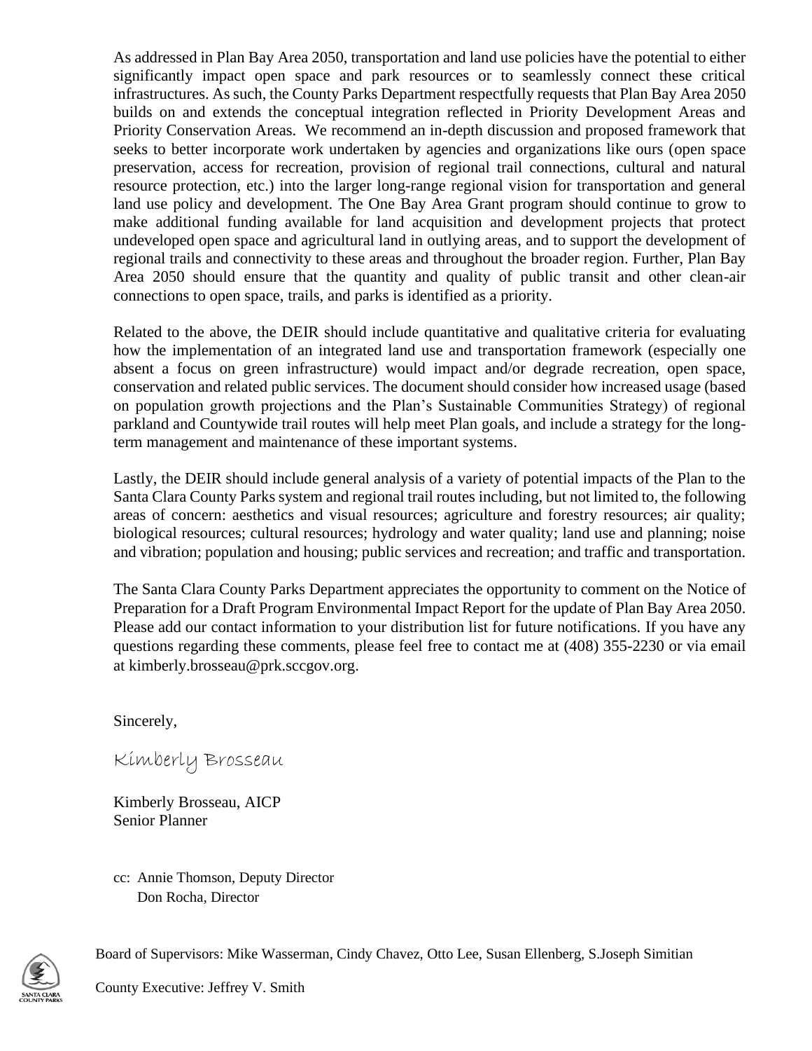As addressed in Plan Bay Area 2050, transportation and land use policies have the potential to either significantly impact open space and park resources or to seamlessly connect these critical infrastructures. As such, the County Parks Department respectfully requests that Plan Bay Area 2050 builds on and extends the conceptual integration reflected in Priority Development Areas and Priority Conservation Areas. We recommend an in-depth discussion and proposed framework that seeks to better incorporate work undertaken by agencies and organizations like ours (open space preservation, access for recreation, provision of regional trail connections, cultural and natural resource protection, etc.) into the larger long-range regional vision for transportation and general land use policy and development. The One Bay Area Grant program should continue to grow to make additional funding available for land acquisition and development projects that protect undeveloped open space and agricultural land in outlying areas, and to support the development of regional trails and connectivity to these areas and throughout the broader region. Further, Plan Bay Area 2050 should ensure that the quantity and quality of public transit and other clean-air connections to open space, trails, and parks is identified as a priority.

Related to the above, the DEIR should include quantitative and qualitative criteria for evaluating how the implementation of an integrated land use and transportation framework (especially one absent a focus on green infrastructure) would impact and/or degrade recreation, open space, conservation and related public services. The document should consider how increased usage (based on population growth projections and the Plan's Sustainable Communities Strategy) of regional parkland and Countywide trail routes will help meet Plan goals, and include a strategy for the long-term management and maintenance of these important systems.

Lastly, the DEIR should include general analysis of a variety of potential impacts of the Plan to the Santa Clara County Parks system and regional trail routes including, but not limited to, the following areas of concern: aesthetics and visual resources; agriculture and forestry resources; air quality; biological resources; cultural resources; hydrology and water quality; land use and planning; noise and vibration; population and housing; public services and recreation; and traffic and transportation.

The Santa Clara County Parks Department appreciates the opportunity to comment on the Notice of Preparation for a Draft Program Environmental Impact Report for the update of Plan Bay Area 2050. Please add our contact information to your distribution list for future notifications. If you have any questions regarding these comments, please feel free to contact me at (408) 355-2230 or via email at kimberly.brosseau@prk.sccgov.org.

Sincerely,

Kimberly Brosseau

Kimberly Brosseau, AICP
Senior Planner

cc: Annie Thomson, Deputy Director
Don Rocha, Director

Board of Supervisors: Mike Wasserman, Cindy Chavez, Otto Lee, Susan Ellenberg, S.Joseph Simitian

County Executive: Jeffrey V. Smith